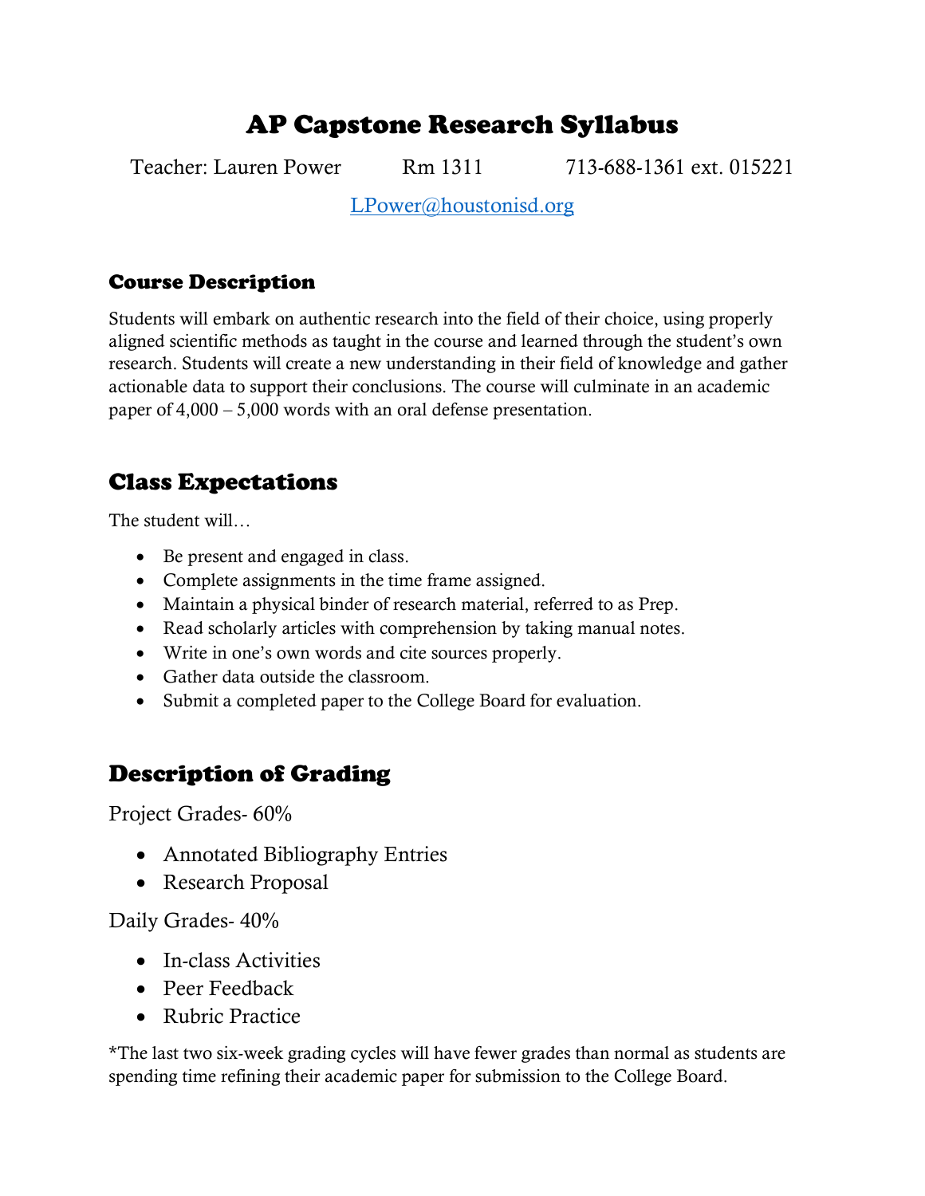# AP Capstone Research Syllabus

Teacher: Lauren Power    Rm 1311    713-688-1361 ext. 015221

LPower@houstonisd.org

## Course Description

Students will embark on authentic research into the field of their choice, using properly aligned scientific methods as taught in the course and learned through the student's own research. Students will create a new understanding in their field of knowledge and gather actionable data to support their conclusions. The course will culminate in an academic paper of 4,000 – 5,000 words with an oral defense presentation.

## Class Expectations

The student will…

- Be present and engaged in class.
- Complete assignments in the time frame assigned.
- Maintain a physical binder of research material, referred to as Prep.
- Read scholarly articles with comprehension by taking manual notes.
- Write in one's own words and cite sources properly.
- Gather data outside the classroom.
- Submit a completed paper to the College Board for evaluation.

## Description of Grading

Project Grades- 60%

- Annotated Bibliography Entries
- Research Proposal

Daily Grades- 40%

- In-class Activities
- Peer Feedback
- Rubric Practice

*The last two six-week grading cycles will have fewer grades than normal as students are spending time refining their academic paper for submission to the College Board.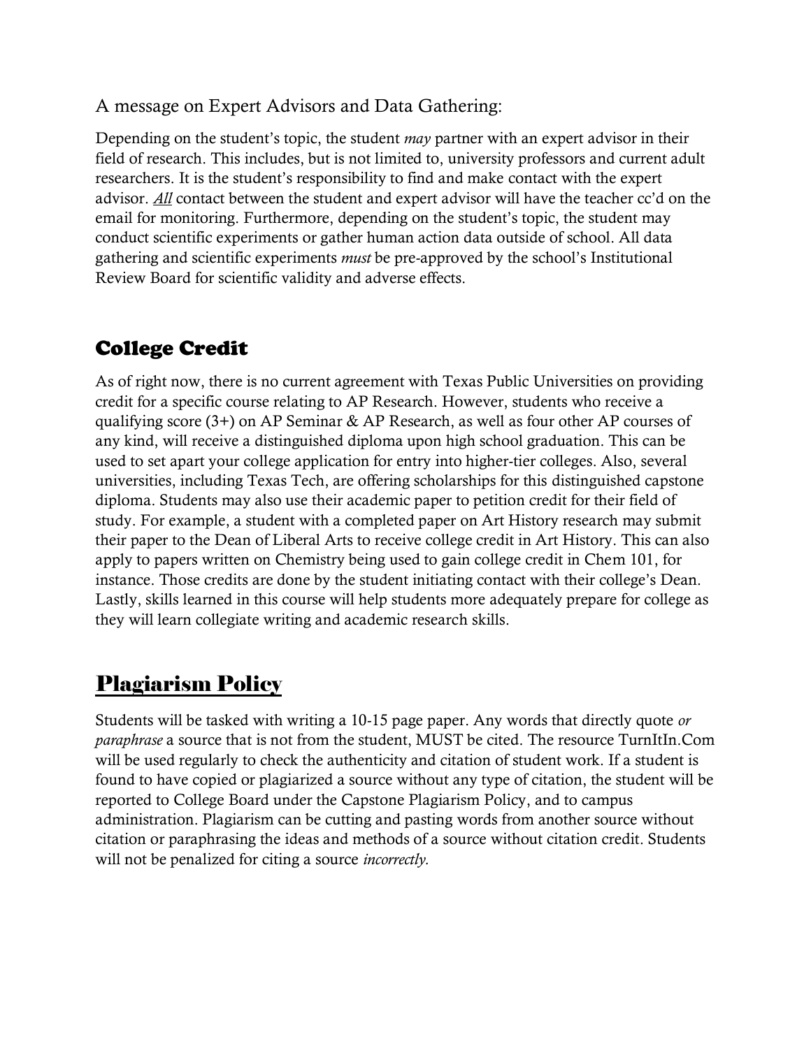A message on Expert Advisors and Data Gathering:

Depending on the student's topic, the student *may* partner with an expert advisor in their field of research. This includes, but is not limited to, university professors and current adult researchers. It is the student's responsibility to find and make contact with the expert advisor. ***All*** contact between the student and expert advisor will have the teacher cc'd on the email for monitoring. Furthermore, depending on the student's topic, the student may conduct scientific experiments or gather human action data outside of school. All data gathering and scientific experiments *must* be pre-approved by the school's Institutional Review Board for scientific validity and adverse effects.

## College Credit

As of right now, there is no current agreement with Texas Public Universities on providing credit for a specific course relating to AP Research. However, students who receive a qualifying score (3+) on AP Seminar & AP Research, as well as four other AP courses of any kind, will receive a distinguished diploma upon high school graduation. This can be used to set apart your college application for entry into higher-tier colleges. Also, several universities, including Texas Tech, are offering scholarships for this distinguished capstone diploma. Students may also use their academic paper to petition credit for their field of study. For example, a student with a completed paper on Art History research may submit their paper to the Dean of Liberal Arts to receive college credit in Art History. This can also apply to papers written on Chemistry being used to gain college credit in Chem 101, for instance. Those credits are done by the student initiating contact with their college's Dean. Lastly, skills learned in this course will help students more adequately prepare for college as they will learn collegiate writing and academic research skills.

## Plagiarism Policy

Students will be tasked with writing a 10-15 page paper. Any words that directly quote *or paraphrase* a source that is not from the student, MUST be cited. The resource TurnItIn.Com will be used regularly to check the authenticity and citation of student work. If a student is found to have copied or plagiarized a source without any type of citation, the student will be reported to College Board under the Capstone Plagiarism Policy, and to campus administration. Plagiarism can be cutting and pasting words from another source without citation or paraphrasing the ideas and methods of a source without citation credit. Students will not be penalized for citing a source *incorrectly.*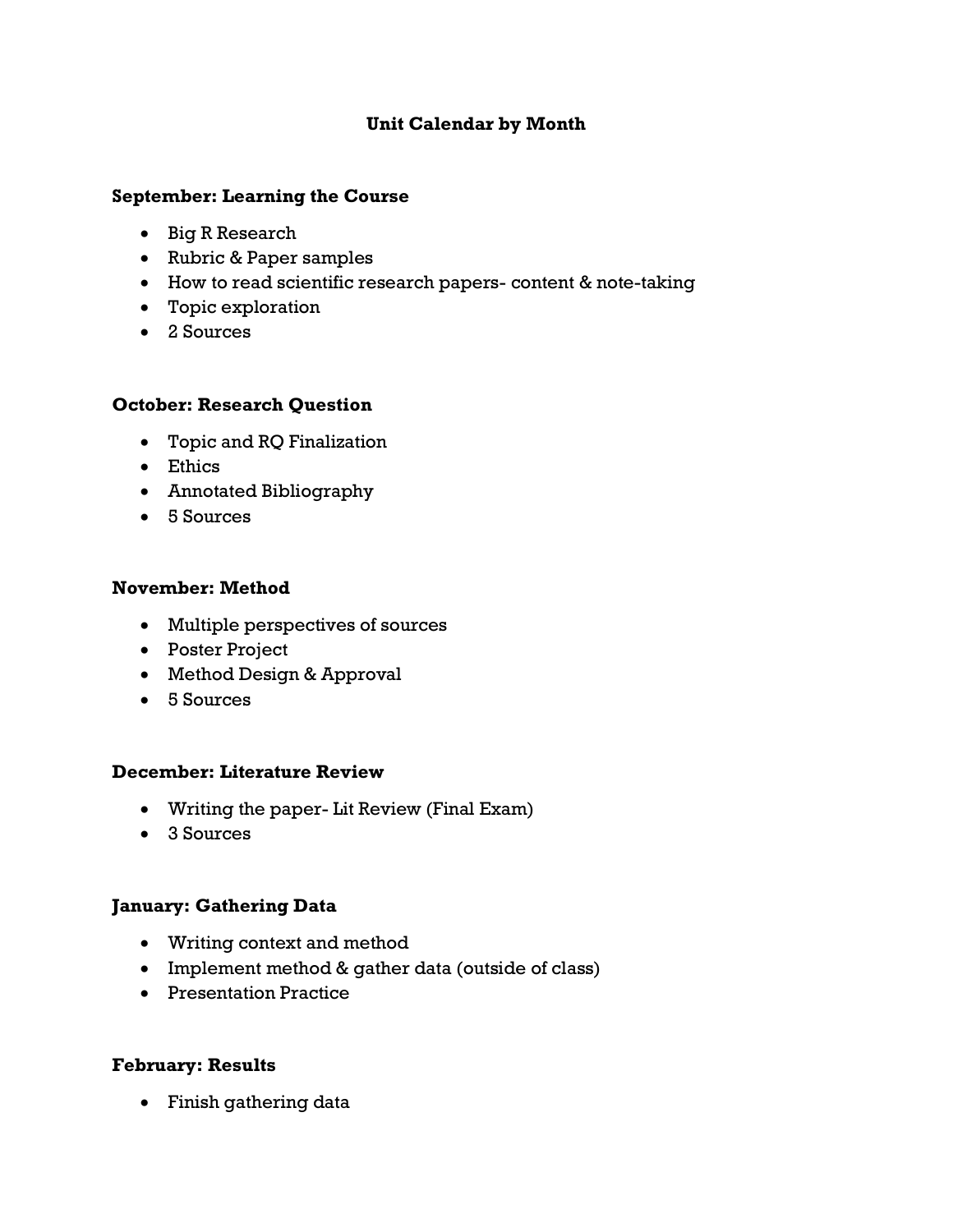## Unit Calendar by Month

**September: Learning the Course**

- Big R Research
- Rubric & Paper samples
- How to read scientific research papers- content & note-taking
- Topic exploration
- 2 Sources

**October: Research Question**

- Topic and RQ Finalization
- Ethics
- Annotated Bibliography
- 5 Sources

**November: Method**

- Multiple perspectives of sources
- Poster Project
- Method Design & Approval
- 5 Sources

**December: Literature Review**

- Writing the paper- Lit Review (Final Exam)
- 3 Sources

**January: Gathering Data**

- Writing context and method
- Implement method & gather data (outside of class)
- Presentation Practice

**February: Results**

- Finish gathering data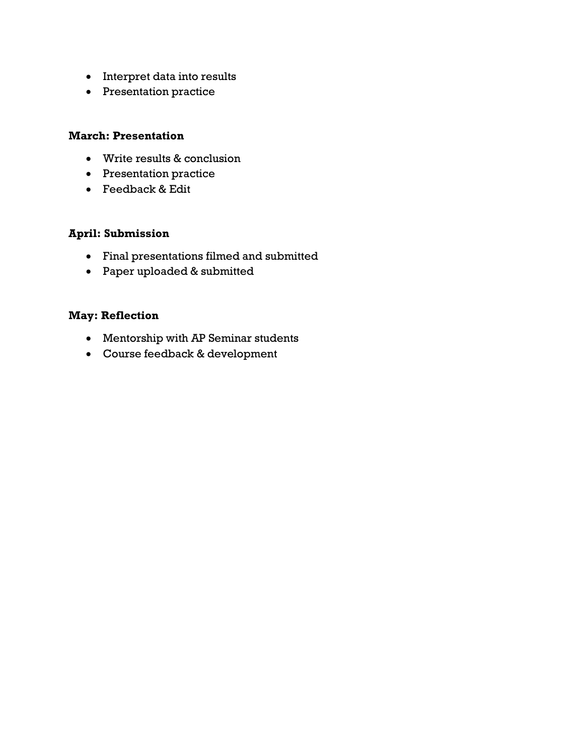- Interpret data into results
- Presentation practice

**March: Presentation**

- Write results & conclusion
- Presentation practice
- Feedback & Edit

**April: Submission**

- Final presentations filmed and submitted
- Paper uploaded & submitted

**May: Reflection**

- Mentorship with AP Seminar students
- Course feedback & development